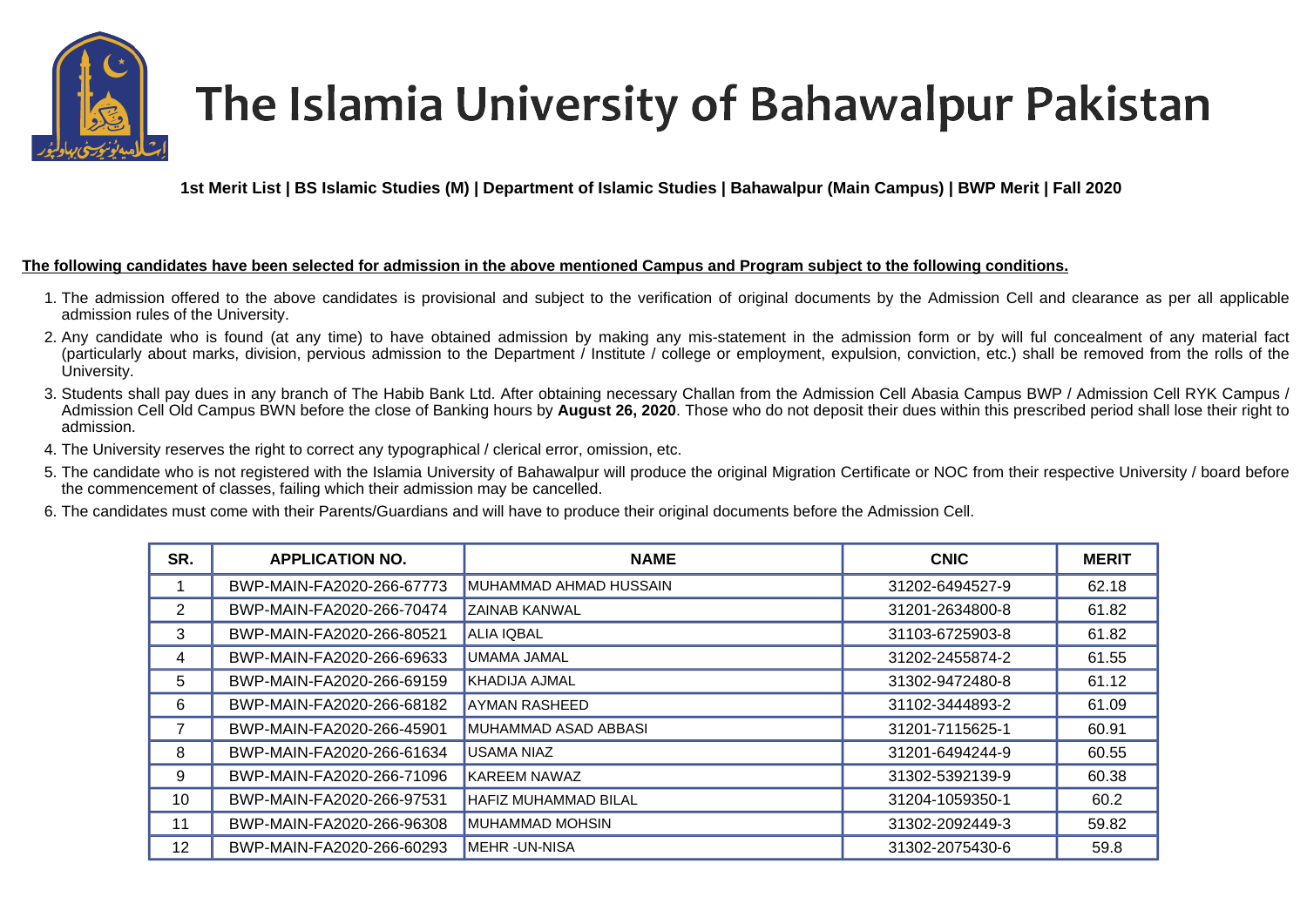# The Islamia University of Bahawalpur Pakistan

**1st Merit List | BS Islamic Studies (M) | Department of Islamic Studies | Bahawalpur (Main Campus) | BWP Merit | Fall 2020**

**The following candidates have been selected for admission in the above mentioned Campus and Program subject to the following conditions.**

1. The admission offered to the above candidates is provisional and subject to the verification of original documents by the Admission Cell and clearance as per all applicable admission rules of the University.
2. Any candidate who is found (at any time) to have obtained admission by making any mis-statement in the admission form or by will ful concealment of any material fact (particularly about marks, division, pervious admission to the Department / Institute / college or employment, expulsion, conviction, etc.) shall be removed from the rolls of the University.
3. Students shall pay dues in any branch of The Habib Bank Ltd. After obtaining necessary Challan from the Admission Cell Abasia Campus BWP / Admission Cell RYK Campus / Admission Cell Old Campus BWN before the close of Banking hours by **August 26, 2020**. Those who do not deposit their dues within this prescribed period shall lose their right to admission.
4. The University reserves the right to correct any typographical / clerical error, omission, etc.
5. The candidate who is not registered with the Islamia University of Bahawalpur will produce the original Migration Certificate or NOC from their respective University / board before the commencement of classes, failing which their admission may be cancelled.
6. The candidates must come with their Parents/Guardians and will have to produce their original documents before the Admission Cell.

| SR. | APPLICATION NO. | NAME | CNIC | MERIT |
|---|---|---|---|---|
| 1 | BWP-MAIN-FA2020-266-67773 | MUHAMMAD AHMAD HUSSAIN | 31202-6494527-9 | 62.18 |
| 2 | BWP-MAIN-FA2020-266-70474 | ZAINAB KANWAL | 31201-2634800-8 | 61.82 |
| 3 | BWP-MAIN-FA2020-266-80521 | ALIA IQBAL | 31103-6725903-8 | 61.82 |
| 4 | BWP-MAIN-FA2020-266-69633 | UMAMA JAMAL | 31202-2455874-2 | 61.55 |
| 5 | BWP-MAIN-FA2020-266-69159 | KHADIJA AJMAL | 31302-9472480-8 | 61.12 |
| 6 | BWP-MAIN-FA2020-266-68182 | AYMAN RASHEED | 31102-3444893-2 | 61.09 |
| 7 | BWP-MAIN-FA2020-266-45901 | MUHAMMAD ASAD ABBASI | 31201-7115625-1 | 60.91 |
| 8 | BWP-MAIN-FA2020-266-61634 | USAMA NIAZ | 31201-6494244-9 | 60.55 |
| 9 | BWP-MAIN-FA2020-266-71096 | KAREEM NAWAZ | 31302-5392139-9 | 60.38 |
| 10 | BWP-MAIN-FA2020-266-97531 | HAFIZ MUHAMMAD BILAL | 31204-1059350-1 | 60.2 |
| 11 | BWP-MAIN-FA2020-266-96308 | MUHAMMAD MOHSIN | 31302-2092449-3 | 59.82 |
| 12 | BWP-MAIN-FA2020-266-60293 | MEHR -UN-NISA | 31302-2075430-6 | 59.8 |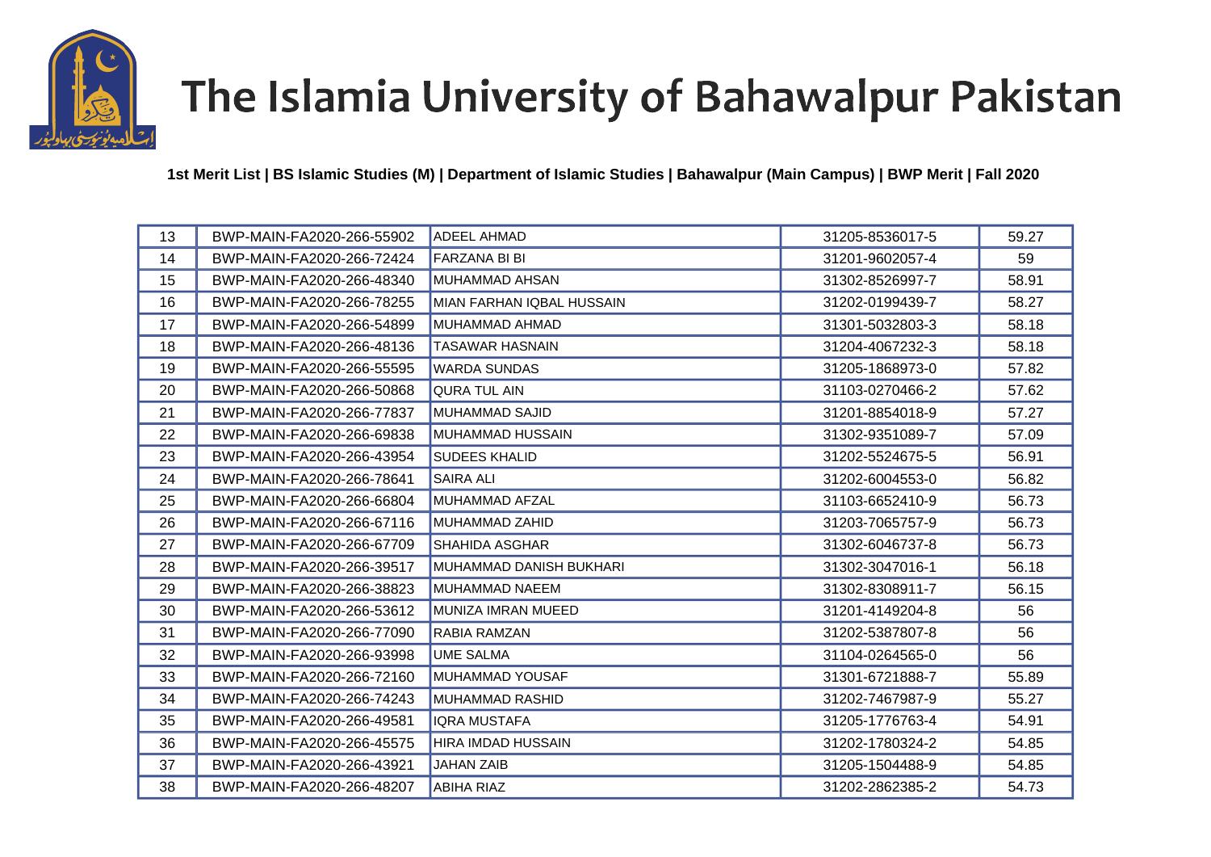# The Islamia University of Bahawalpur Pakistan

**1st Merit List | BS Islamic Studies (M) | Department of Islamic Studies | Bahawalpur (Main Campus) | BWP Merit | Fall 2020**

| | | | | |
|---|---|---|---|---|
| 13 | BWP-MAIN-FA2020-266-55902 | ADEEL AHMAD | 31205-8536017-5 | 59.27 |
| 14 | BWP-MAIN-FA2020-266-72424 | FARZANA BI BI | 31201-9602057-4 | 59 |
| 15 | BWP-MAIN-FA2020-266-48340 | MUHAMMAD AHSAN | 31302-8526997-7 | 58.91 |
| 16 | BWP-MAIN-FA2020-266-78255 | MIAN FARHAN IQBAL HUSSAIN | 31202-0199439-7 | 58.27 |
| 17 | BWP-MAIN-FA2020-266-54899 | MUHAMMAD AHMAD | 31301-5032803-3 | 58.18 |
| 18 | BWP-MAIN-FA2020-266-48136 | TASAWAR HASNAIN | 31204-4067232-3 | 58.18 |
| 19 | BWP-MAIN-FA2020-266-55595 | WARDA SUNDAS | 31205-1868973-0 | 57.82 |
| 20 | BWP-MAIN-FA2020-266-50868 | QURA TUL AIN | 31103-0270466-2 | 57.62 |
| 21 | BWP-MAIN-FA2020-266-77837 | MUHAMMAD SAJID | 31201-8854018-9 | 57.27 |
| 22 | BWP-MAIN-FA2020-266-69838 | MUHAMMAD HUSSAIN | 31302-9351089-7 | 57.09 |
| 23 | BWP-MAIN-FA2020-266-43954 | SUDEES KHALID | 31202-5524675-5 | 56.91 |
| 24 | BWP-MAIN-FA2020-266-78641 | SAIRA ALI | 31202-6004553-0 | 56.82 |
| 25 | BWP-MAIN-FA2020-266-66804 | MUHAMMAD AFZAL | 31103-6652410-9 | 56.73 |
| 26 | BWP-MAIN-FA2020-266-67116 | MUHAMMAD ZAHID | 31203-7065757-9 | 56.73 |
| 27 | BWP-MAIN-FA2020-266-67709 | SHAHIDA ASGHAR | 31302-6046737-8 | 56.73 |
| 28 | BWP-MAIN-FA2020-266-39517 | MUHAMMAD DANISH BUKHARI | 31302-3047016-1 | 56.18 |
| 29 | BWP-MAIN-FA2020-266-38823 | MUHAMMAD NAEEM | 31302-8308911-7 | 56.15 |
| 30 | BWP-MAIN-FA2020-266-53612 | MUNIZA IMRAN MUEED | 31201-4149204-8 | 56 |
| 31 | BWP-MAIN-FA2020-266-77090 | RABIA RAMZAN | 31202-5387807-8 | 56 |
| 32 | BWP-MAIN-FA2020-266-93998 | UME SALMA | 31104-0264565-0 | 56 |
| 33 | BWP-MAIN-FA2020-266-72160 | MUHAMMAD YOUSAF | 31301-6721888-7 | 55.89 |
| 34 | BWP-MAIN-FA2020-266-74243 | MUHAMMAD RASHID | 31202-7467987-9 | 55.27 |
| 35 | BWP-MAIN-FA2020-266-49581 | IQRA MUSTAFA | 31205-1776763-4 | 54.91 |
| 36 | BWP-MAIN-FA2020-266-45575 | HIRA IMDAD HUSSAIN | 31202-1780324-2 | 54.85 |
| 37 | BWP-MAIN-FA2020-266-43921 | JAHAN ZAIB | 31205-1504488-9 | 54.85 |
| 38 | BWP-MAIN-FA2020-266-48207 | ABIHA RIAZ | 31202-2862385-2 | 54.73 |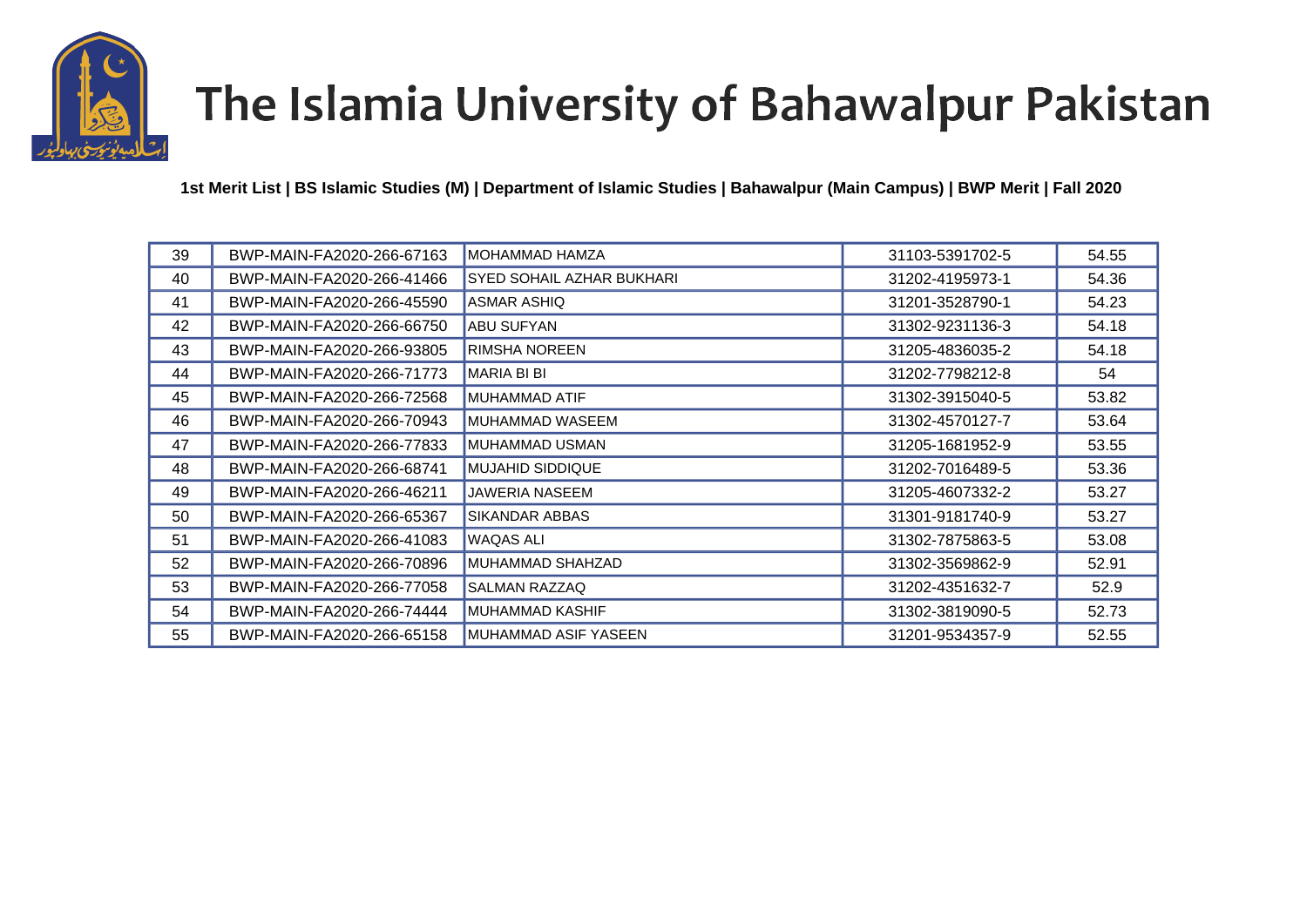# The Islamia University of Bahawalpur Pakistan

**1st Merit List | BS Islamic Studies (M) | Department of Islamic Studies | Bahawalpur (Main Campus) | BWP Merit | Fall 2020**

| | | | | |
|---|---|---|---|---|
| 39 | BWP-MAIN-FA2020-266-67163 | MOHAMMAD HAMZA | 31103-5391702-5 | 54.55 |
| 40 | BWP-MAIN-FA2020-266-41466 | SYED SOHAIL AZHAR BUKHARI | 31202-4195973-1 | 54.36 |
| 41 | BWP-MAIN-FA2020-266-45590 | ASMAR ASHIQ | 31201-3528790-1 | 54.23 |
| 42 | BWP-MAIN-FA2020-266-66750 | ABU SUFYAN | 31302-9231136-3 | 54.18 |
| 43 | BWP-MAIN-FA2020-266-93805 | RIMSHA NOREEN | 31205-4836035-2 | 54.18 |
| 44 | BWP-MAIN-FA2020-266-71773 | MARIA BI BI | 31202-7798212-8 | 54 |
| 45 | BWP-MAIN-FA2020-266-72568 | MUHAMMAD ATIF | 31302-3915040-5 | 53.82 |
| 46 | BWP-MAIN-FA2020-266-70943 | MUHAMMAD WASEEM | 31302-4570127-7 | 53.64 |
| 47 | BWP-MAIN-FA2020-266-77833 | MUHAMMAD USMAN | 31205-1681952-9 | 53.55 |
| 48 | BWP-MAIN-FA2020-266-68741 | MUJAHID SIDDIQUE | 31202-7016489-5 | 53.36 |
| 49 | BWP-MAIN-FA2020-266-46211 | JAWERIA NASEEM | 31205-4607332-2 | 53.27 |
| 50 | BWP-MAIN-FA2020-266-65367 | SIKANDAR ABBAS | 31301-9181740-9 | 53.27 |
| 51 | BWP-MAIN-FA2020-266-41083 | WAQAS ALI | 31302-7875863-5 | 53.08 |
| 52 | BWP-MAIN-FA2020-266-70896 | MUHAMMAD SHAHZAD | 31302-3569862-9 | 52.91 |
| 53 | BWP-MAIN-FA2020-266-77058 | SALMAN RAZZAQ | 31202-4351632-7 | 52.9 |
| 54 | BWP-MAIN-FA2020-266-74444 | MUHAMMAD KASHIF | 31302-3819090-5 | 52.73 |
| 55 | BWP-MAIN-FA2020-266-65158 | MUHAMMAD ASIF YASEEN | 31201-9534357-9 | 52.55 |